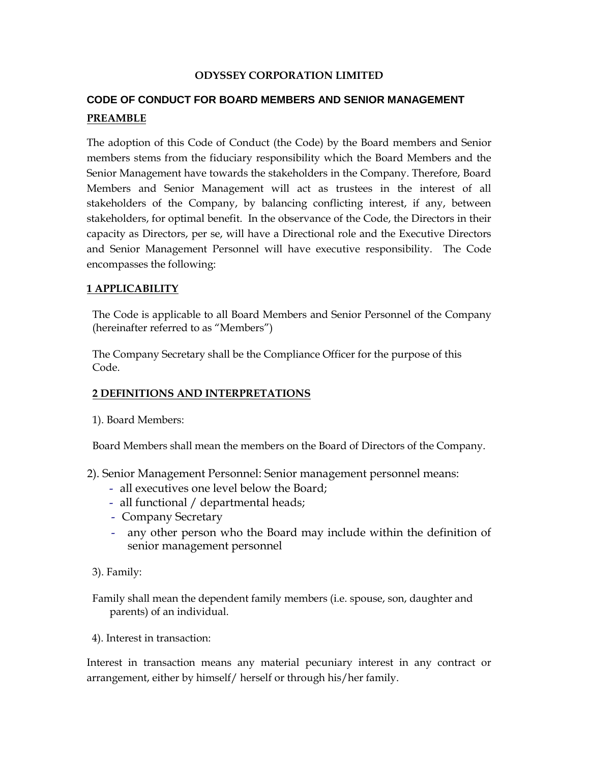**ODYSSEY CORPORATION LIMITED**

# CODE OF CONDUCT FOR BOARD MEMBERS AND SENIOR MANAGEMENT

## PREAMBLE

The adoption of this Code of Conduct (the Code) by the Board members and Senior members stems from the fiduciary responsibility which the Board Members and the Senior Management have towards the stakeholders in the Company. Therefore, Board Members and Senior Management will act as trustees in the interest of all stakeholders of the Company, by balancing conflicting interest, if any, between stakeholders, for optimal benefit. In the observance of the Code, the Directors in their capacity as Directors, per se, will have a Directional role and the Executive Directors and Senior Management Personnel will have executive responsibility. The Code encompasses the following:

## 1 APPLICABILITY

The Code is applicable to all Board Members and Senior Personnel of the Company (hereinafter referred to as "Members")

The Company Secretary shall be the Compliance Officer for the purpose of this Code.

## 2 DEFINITIONS AND INTERPRETATIONS

1). Board Members:

Board Members shall mean the members on the Board of Directors of the Company.

2). Senior Management Personnel: Senior management personnel means:

- all executives one level below the Board;
- all functional / departmental heads;
- Company Secretary
- any other person who the Board may include within the definition of senior management personnel

3). Family:

Family shall mean the dependent family members (i.e. spouse, son, daughter and parents) of an individual.

4). Interest in transaction:

Interest in transaction means any material pecuniary interest in any contract or arrangement, either by himself/ herself or through his/her family.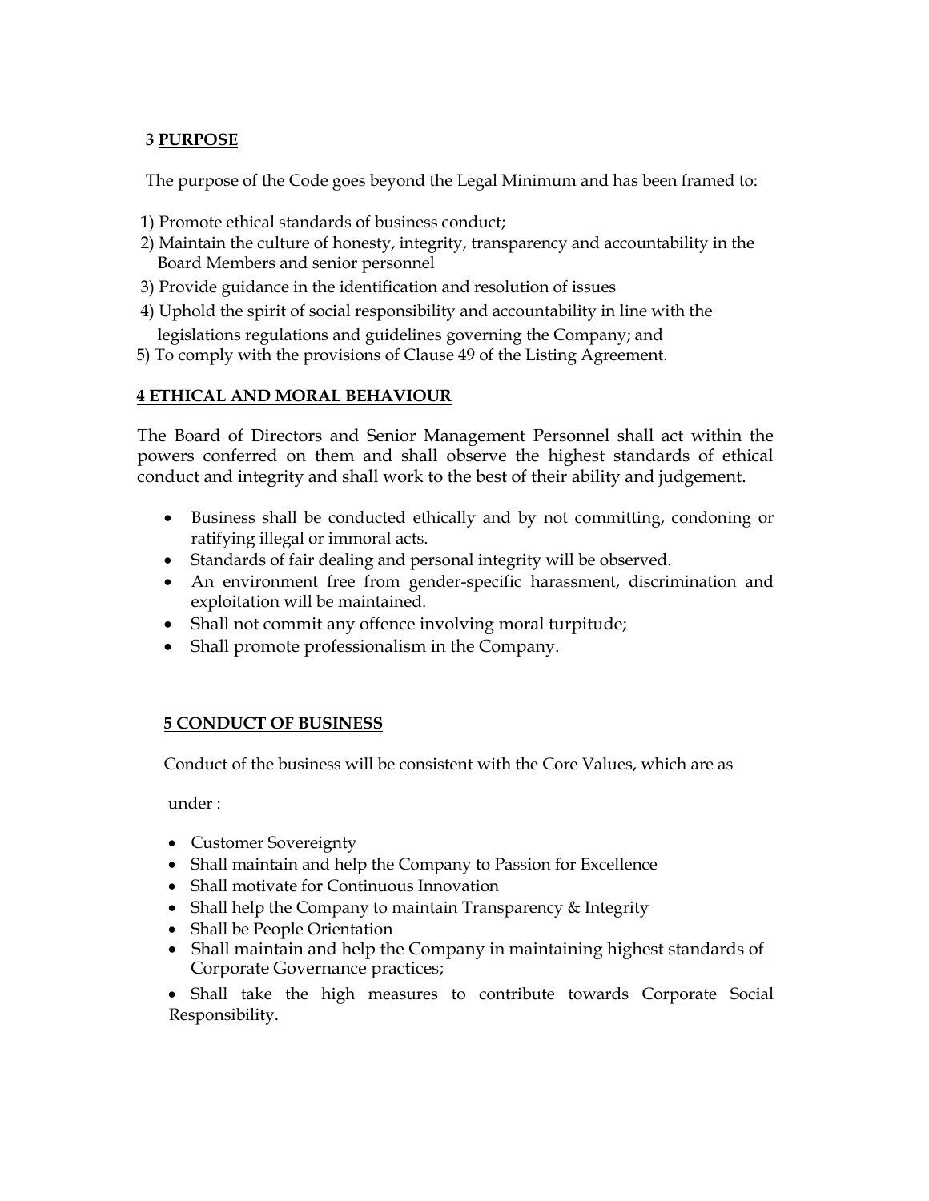## 3 PURPOSE

The purpose of the Code goes beyond the Legal Minimum and has been framed to:

1) Promote ethical standards of business conduct;
2) Maintain the culture of honesty, integrity, transparency and accountability in the Board Members and senior personnel
3) Provide guidance in the identification and resolution of issues
4) Uphold the spirit of social responsibility and accountability in line with the legislations regulations and guidelines governing the Company; and
5) To comply with the provisions of Clause 49 of the Listing Agreement.

## 4 ETHICAL AND MORAL BEHAVIOUR

The Board of Directors and Senior Management Personnel shall act within the powers conferred on them and shall observe the highest standards of ethical conduct and integrity and shall work to the best of their ability and judgement.

- Business shall be conducted ethically and by not committing, condoning or ratifying illegal or immoral acts.
- Standards of fair dealing and personal integrity will be observed.
- An environment free from gender-specific harassment, discrimination and exploitation will be maintained.
- Shall not commit any offence involving moral turpitude;
- Shall promote professionalism in the Company.

## 5 CONDUCT OF BUSINESS

Conduct of the business will be consistent with the Core Values, which are as under :

- Customer Sovereignty
- Shall maintain and help the Company to Passion for Excellence
- Shall motivate for Continuous Innovation
- Shall help the Company to maintain Transparency & Integrity
- Shall be People Orientation
- Shall maintain and help the Company in maintaining highest standards of Corporate Governance practices;
- Shall take the high measures to contribute towards Corporate Social Responsibility.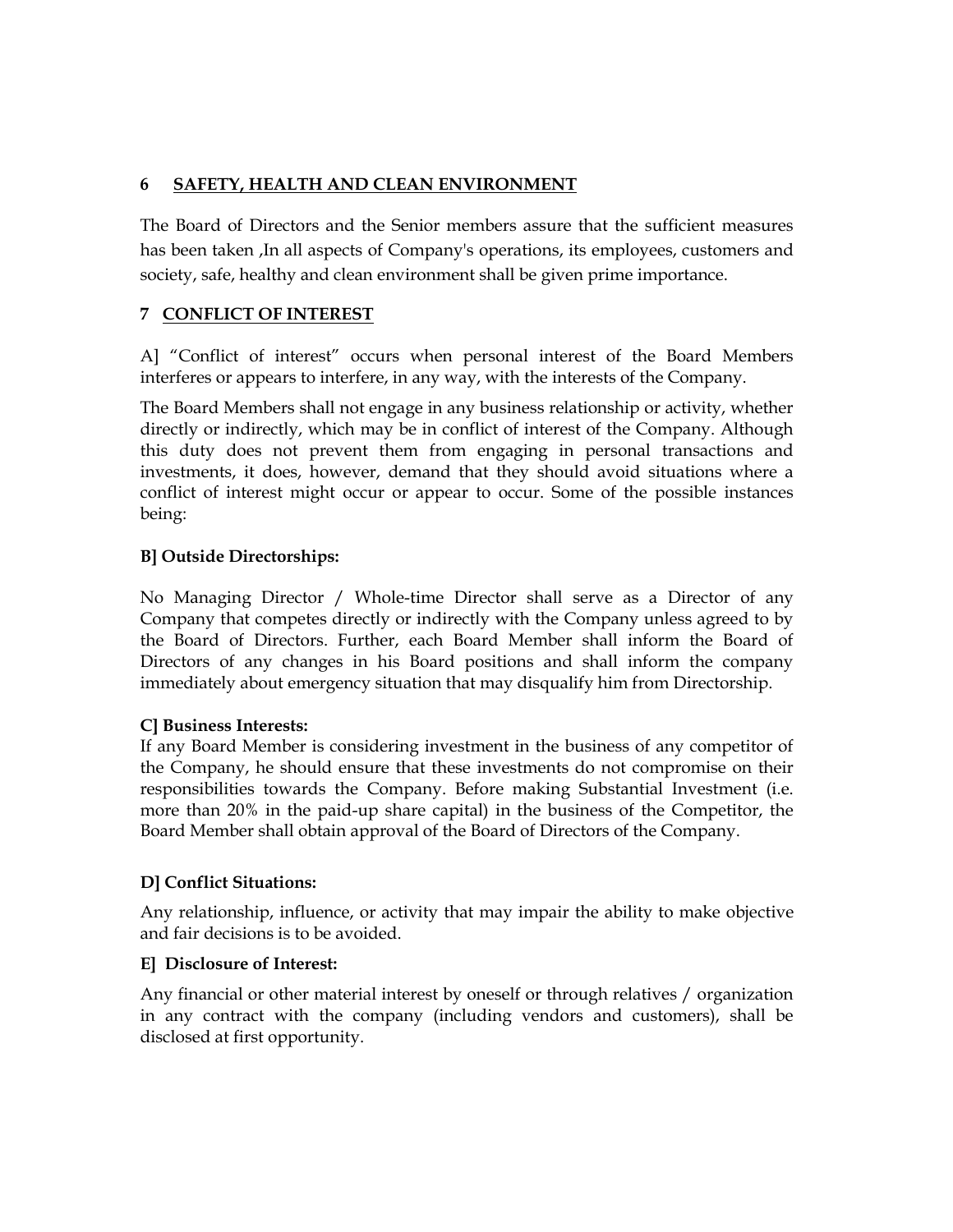## 6 SAFETY, HEALTH AND CLEAN ENVIRONMENT

The Board of Directors and the Senior members assure that the sufficient measures has been taken ,In all aspects of Company's operations, its employees, customers and society, safe, healthy and clean environment shall be given prime importance.

## 7 CONFLICT OF INTEREST

A] "Conflict of interest" occurs when personal interest of the Board Members interferes or appears to interfere, in any way, with the interests of the Company.

The Board Members shall not engage in any business relationship or activity, whether directly or indirectly, which may be in conflict of interest of the Company. Although this duty does not prevent them from engaging in personal transactions and investments, it does, however, demand that they should avoid situations where a conflict of interest might occur or appear to occur. Some of the possible instances being:

**B] Outside Directorships:**

No Managing Director / Whole-time Director shall serve as a Director of any Company that competes directly or indirectly with the Company unless agreed to by the Board of Directors. Further, each Board Member shall inform the Board of Directors of any changes in his Board positions and shall inform the company immediately about emergency situation that may disqualify him from Directorship.

**C] Business Interests:**

If any Board Member is considering investment in the business of any competitor of the Company, he should ensure that these investments do not compromise on their responsibilities towards the Company. Before making Substantial Investment (i.e. more than 20% in the paid-up share capital) in the business of the Competitor, the Board Member shall obtain approval of the Board of Directors of the Company.

**D] Conflict Situations:**

Any relationship, influence, or activity that may impair the ability to make objective and fair decisions is to be avoided.

**E] Disclosure of Interest:**

Any financial or other material interest by oneself or through relatives / organization in any contract with the company (including vendors and customers), shall be disclosed at first opportunity.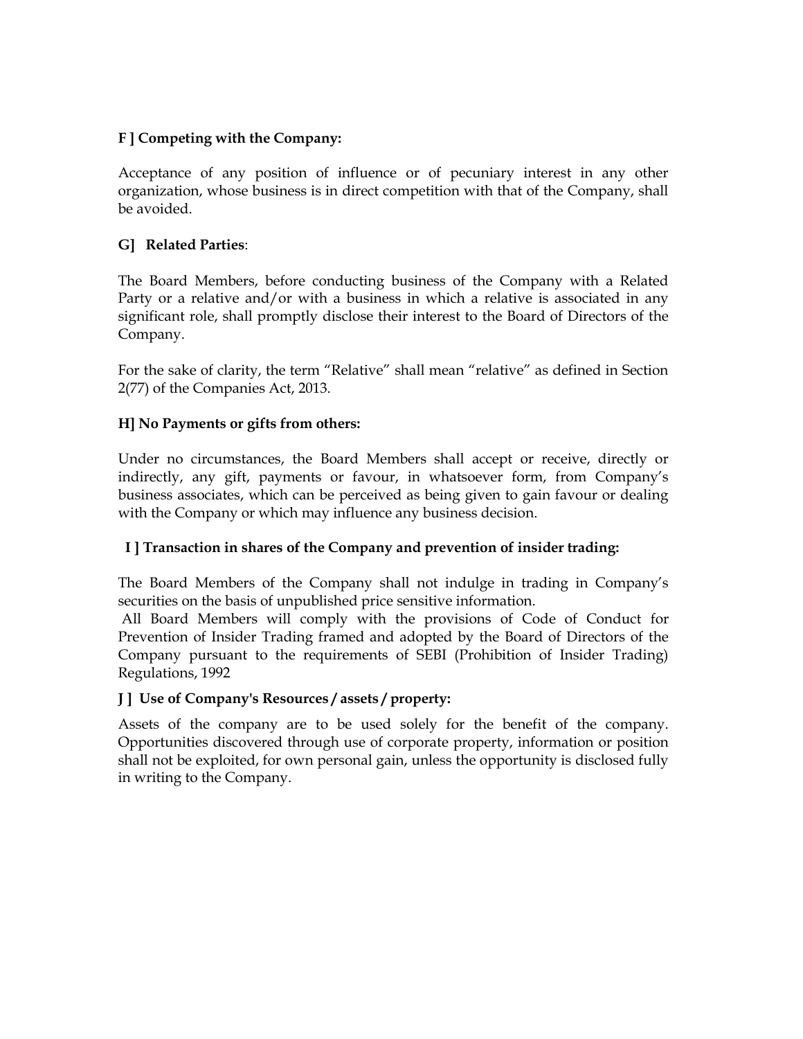**F ] Competing with the Company:**

Acceptance of any position of influence or of pecuniary interest in any other organization, whose business is in direct competition with that of the Company, shall be avoided.

**G] Related Parties**:

The Board Members, before conducting business of the Company with a Related Party or a relative and/or with a business in which a relative is associated in any significant role, shall promptly disclose their interest to the Board of Directors of the Company.

For the sake of clarity, the term "Relative" shall mean "relative" as defined in Section 2(77) of the Companies Act, 2013.

**H] No Payments or gifts from others:**

Under no circumstances, the Board Members shall accept or receive, directly or indirectly, any gift, payments or favour, in whatsoever form, from Company's business associates, which can be perceived as being given to gain favour or dealing with the Company or which may influence any business decision.

**I ] Transaction in shares of the Company and prevention of insider trading:**

The Board Members of the Company shall not indulge in trading in Company's securities on the basis of unpublished price sensitive information.

All Board Members will comply with the provisions of Code of Conduct for Prevention of Insider Trading framed and adopted by the Board of Directors of the Company pursuant to the requirements of SEBI (Prohibition of Insider Trading) Regulations, 1992

**J ] Use of Company's Resources / assets / property:**

Assets of the company are to be used solely for the benefit of the company. Opportunities discovered through use of corporate property, information or position shall not be exploited, for own personal gain, unless the opportunity is disclosed fully in writing to the Company.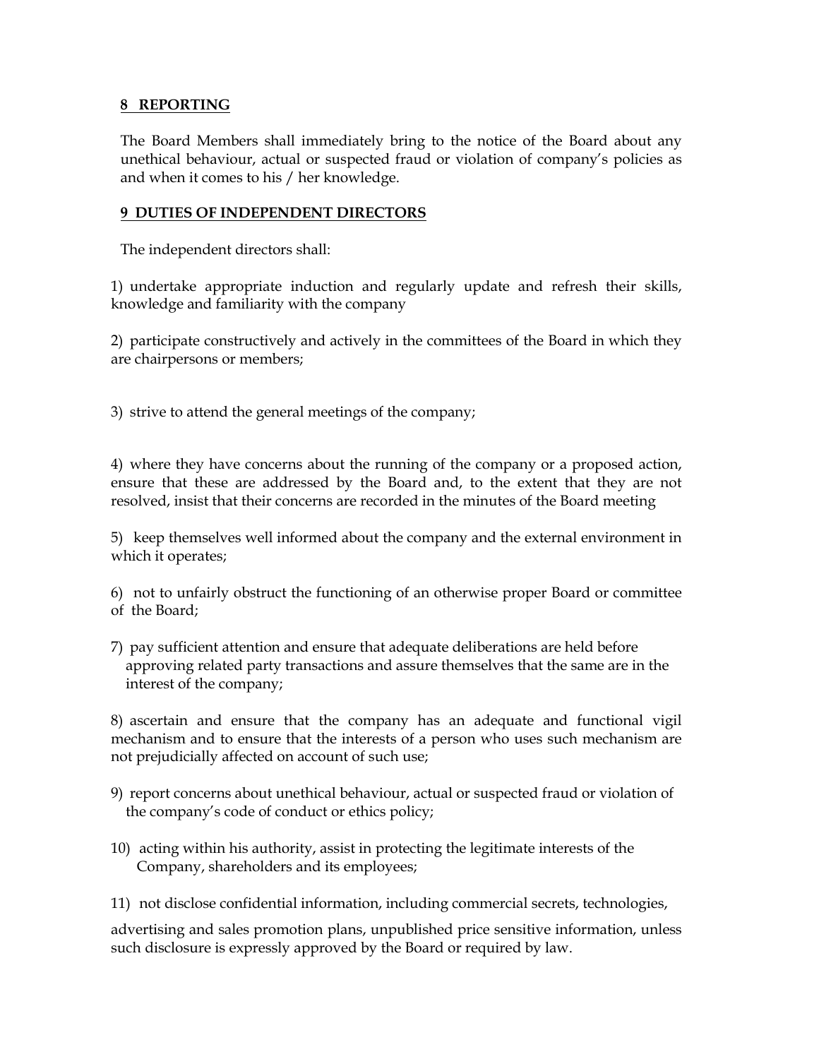## 8 REPORTING

The Board Members shall immediately bring to the notice of the Board about any unethical behaviour, actual or suspected fraud or violation of company's policies as and when it comes to his / her knowledge.

## 9 DUTIES OF INDEPENDENT DIRECTORS

The independent directors shall:

1) undertake appropriate induction and regularly update and refresh their skills, knowledge and familiarity with the company

2) participate constructively and actively in the committees of the Board in which they are chairpersons or members;

3) strive to attend the general meetings of the company;

4) where they have concerns about the running of the company or a proposed action, ensure that these are addressed by the Board and, to the extent that they are not resolved, insist that their concerns are recorded in the minutes of the Board meeting

5) keep themselves well informed about the company and the external environment in which it operates;

6) not to unfairly obstruct the functioning of an otherwise proper Board or committee of the Board;

7) pay sufficient attention and ensure that adequate deliberations are held before approving related party transactions and assure themselves that the same are in the interest of the company;

8) ascertain and ensure that the company has an adequate and functional vigil mechanism and to ensure that the interests of a person who uses such mechanism are not prejudicially affected on account of such use;

9) report concerns about unethical behaviour, actual or suspected fraud or violation of the company's code of conduct or ethics policy;

10) acting within his authority, assist in protecting the legitimate interests of the Company, shareholders and its employees;

11) not disclose confidential information, including commercial secrets, technologies, advertising and sales promotion plans, unpublished price sensitive information, unless such disclosure is expressly approved by the Board or required by law.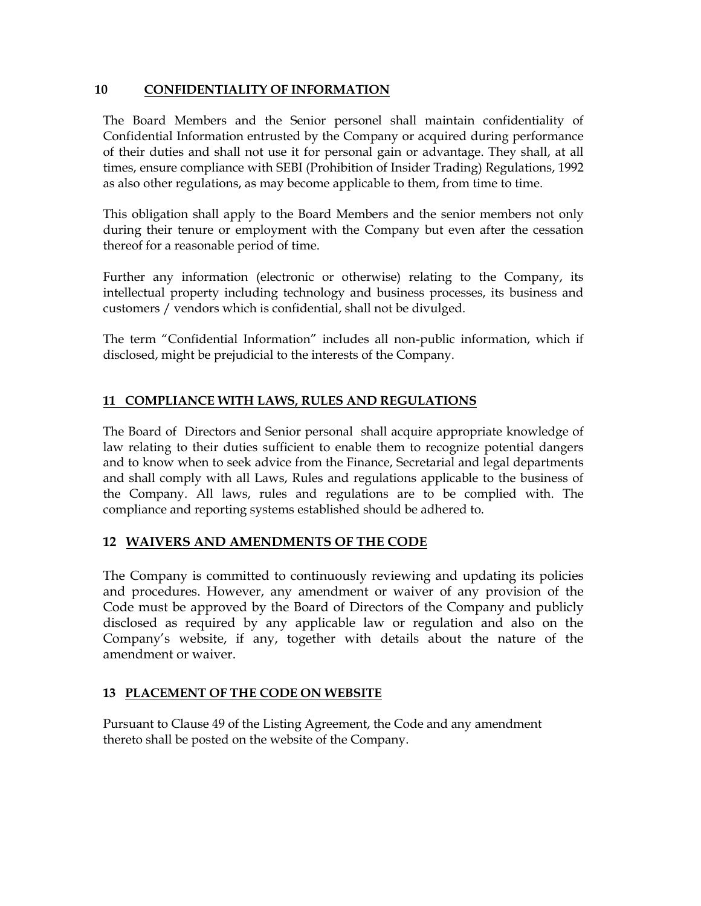## 10 CONFIDENTIALITY OF INFORMATION

The Board Members and the Senior personel shall maintain confidentiality of Confidential Information entrusted by the Company or acquired during performance of their duties and shall not use it for personal gain or advantage. They shall, at all times, ensure compliance with SEBI (Prohibition of Insider Trading) Regulations, 1992 as also other regulations, as may become applicable to them, from time to time.

This obligation shall apply to the Board Members and the senior members not only during their tenure or employment with the Company but even after the cessation thereof for a reasonable period of time.

Further any information (electronic or otherwise) relating to the Company, its intellectual property including technology and business processes, its business and customers / vendors which is confidential, shall not be divulged.

The term "Confidential Information" includes all non-public information, which if disclosed, might be prejudicial to the interests of the Company.

## 11 COMPLIANCE WITH LAWS, RULES AND REGULATIONS

The Board of Directors and Senior personal shall acquire appropriate knowledge of law relating to their duties sufficient to enable them to recognize potential dangers and to know when to seek advice from the Finance, Secretarial and legal departments and shall comply with all Laws, Rules and regulations applicable to the business of the Company. All laws, rules and regulations are to be complied with. The compliance and reporting systems established should be adhered to.

## 12 WAIVERS AND AMENDMENTS OF THE CODE

The Company is committed to continuously reviewing and updating its policies and procedures. However, any amendment or waiver of any provision of the Code must be approved by the Board of Directors of the Company and publicly disclosed as required by any applicable law or regulation and also on the Company's website, if any, together with details about the nature of the amendment or waiver.

## 13 PLACEMENT OF THE CODE ON WEBSITE

Pursuant to Clause 49 of the Listing Agreement, the Code and any amendment thereto shall be posted on the website of the Company.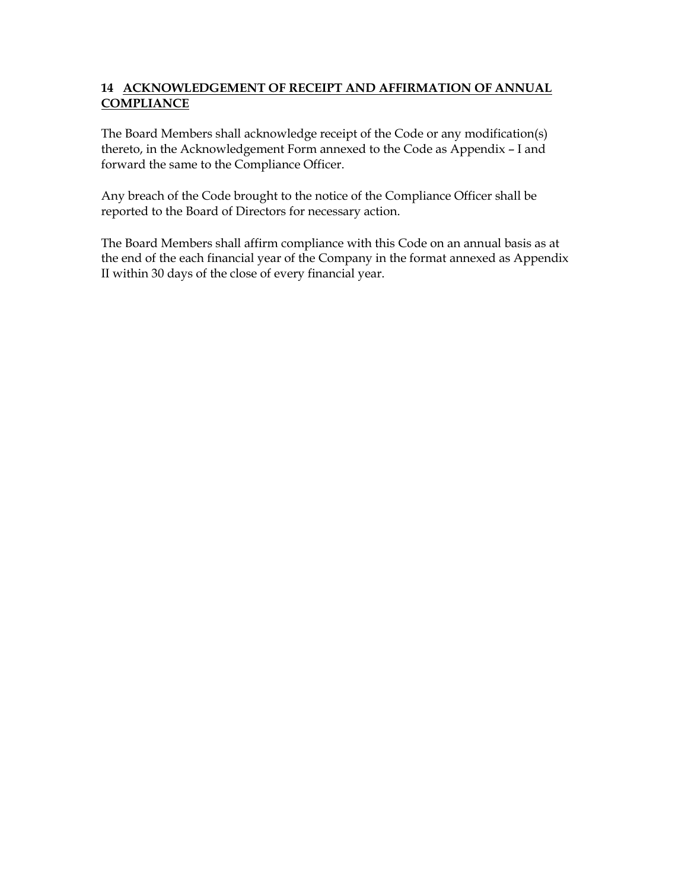## 14 ACKNOWLEDGEMENT OF RECEIPT AND AFFIRMATION OF ANNUAL COMPLIANCE

The Board Members shall acknowledge receipt of the Code or any modification(s) thereto, in the Acknowledgement Form annexed to the Code as Appendix – I and forward the same to the Compliance Officer.

Any breach of the Code brought to the notice of the Compliance Officer shall be reported to the Board of Directors for necessary action.

The Board Members shall affirm compliance with this Code on an annual basis as at the end of the each financial year of the Company in the format annexed as Appendix II within 30 days of the close of every financial year.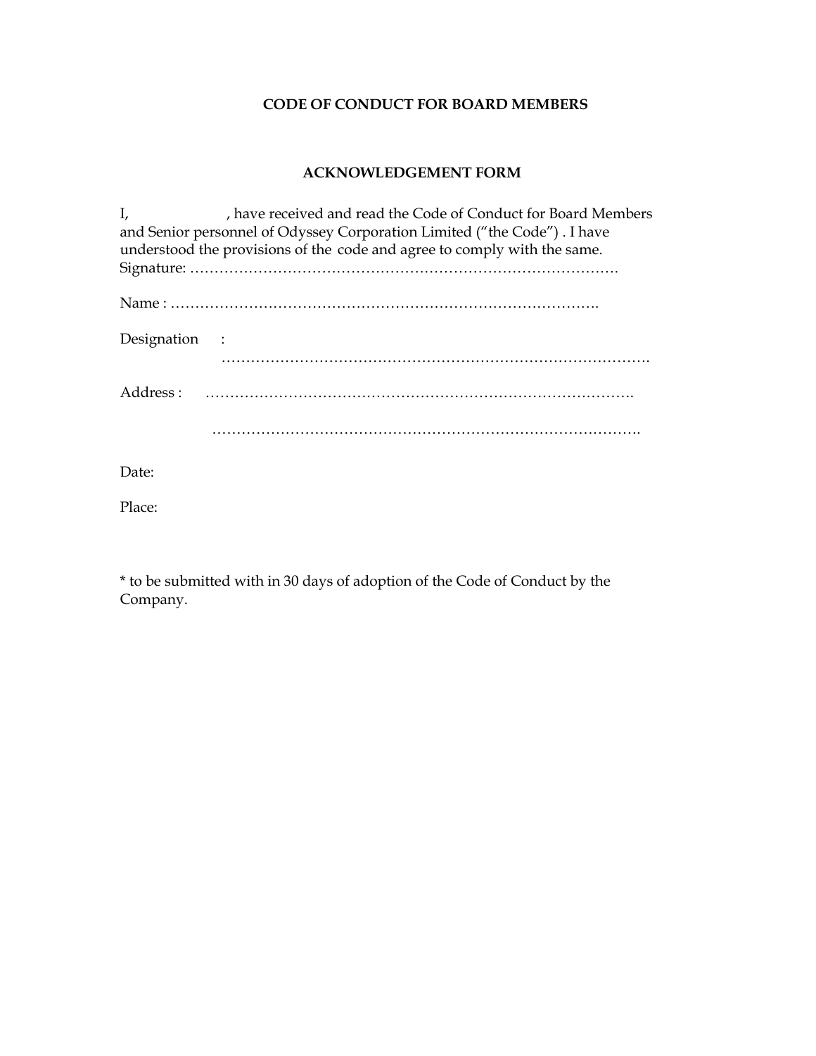**CODE OF CONDUCT FOR BOARD MEMBERS**

**ACKNOWLEDGEMENT FORM**

I,                    , have received and read the Code of Conduct for Board Members and Senior personnel of Odyssey Corporation Limited ("the Code") . I have understood the provisions of the  code and agree to comply with the same.
Signature: …………………………………………………………………………….

Name : …………………………………………………………………………….

Designation : …………………………………………………………………………….

Address : …………………………………………………………………………….

…………………………………………………………………………….

Date:

Place:

* to be submitted with in 30 days of adoption of the Code of Conduct by the Company.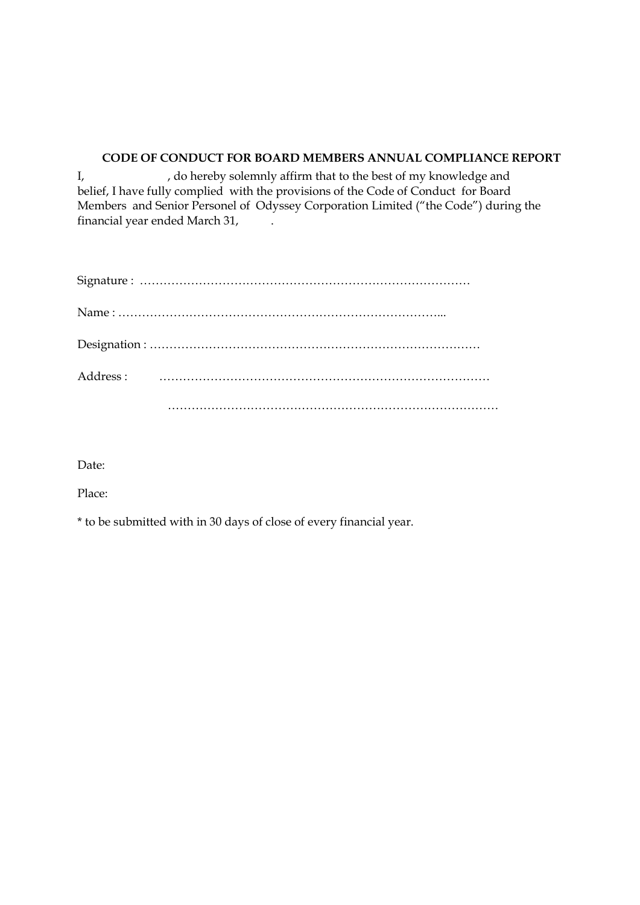**CODE OF CONDUCT FOR BOARD MEMBERS ANNUAL COMPLIANCE REPORT**

I, , do hereby solemnly affirm that to the best of my knowledge and belief, I have fully complied with the provisions of the Code of Conduct for Board Members and Senior Personel of Odyssey Corporation Limited ("the Code") during the financial year ended March 31, .

Signature : …………………………………………………………………………

Name : ……………………………………………………………………...

Designation : …………………………………………………………………………

Address : …………………………………………………………………………

…………………………………………………………………………

Date:

Place:

* to be submitted with in 30 days of close of every financial year.